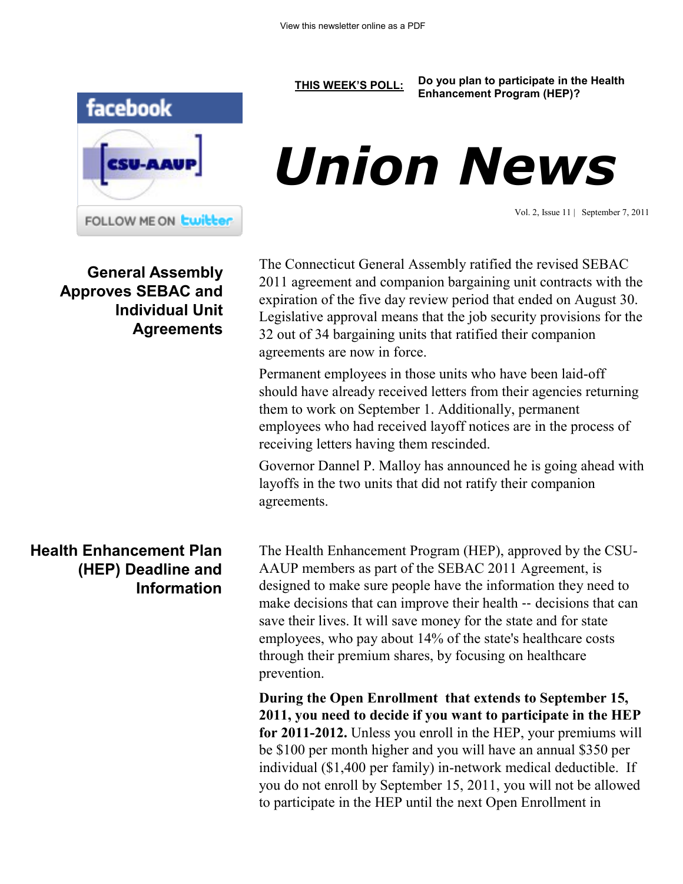View this newsletter online as a PDF

**THIS WEEK'S POLL:** **Do you plan to participate in the Health Enhancement Program (HEP)?**

# *Union News*

Vol. 2, Issue 11 | September 7, 2011

## General Assembly Approves SEBAC and Individual Unit Agreements

The Connecticut General Assembly ratified the revised SEBAC 2011 agreement and companion bargaining unit contracts with the expiration of the five day review period that ended on August 30. Legislative approval means that the job security provisions for the 32 out of 34 bargaining units that ratified their companion agreements are now in force.

Permanent employees in those units who have been laid-off should have already received letters from their agencies returning them to work on September 1. Additionally, permanent employees who had received layoff notices are in the process of receiving letters having them rescinded.

Governor Dannel P. Malloy has announced he is going ahead with layoffs in the two units that did not ratify their companion agreements.

## Health Enhancement Plan (HEP) Deadline and Information

The Health Enhancement Program (HEP), approved by the CSU-AAUP members as part of the SEBAC 2011 Agreement, is designed to make sure people have the information they need to make decisions that can improve their health -- decisions that can save their lives. It will save money for the state and for state employees, who pay about 14% of the state's healthcare costs through their premium shares, by focusing on healthcare prevention.

**During the Open Enrollment that extends to September 15, 2011, you need to decide if you want to participate in the HEP for 2011-2012.** Unless you enroll in the HEP, your premiums will be $100 per month higher and you will have an annual $350 per individual ($1,400 per family) in-network medical deductible. If you do not enroll by September 15, 2011, you will not be allowed to participate in the HEP until the next Open Enrollment in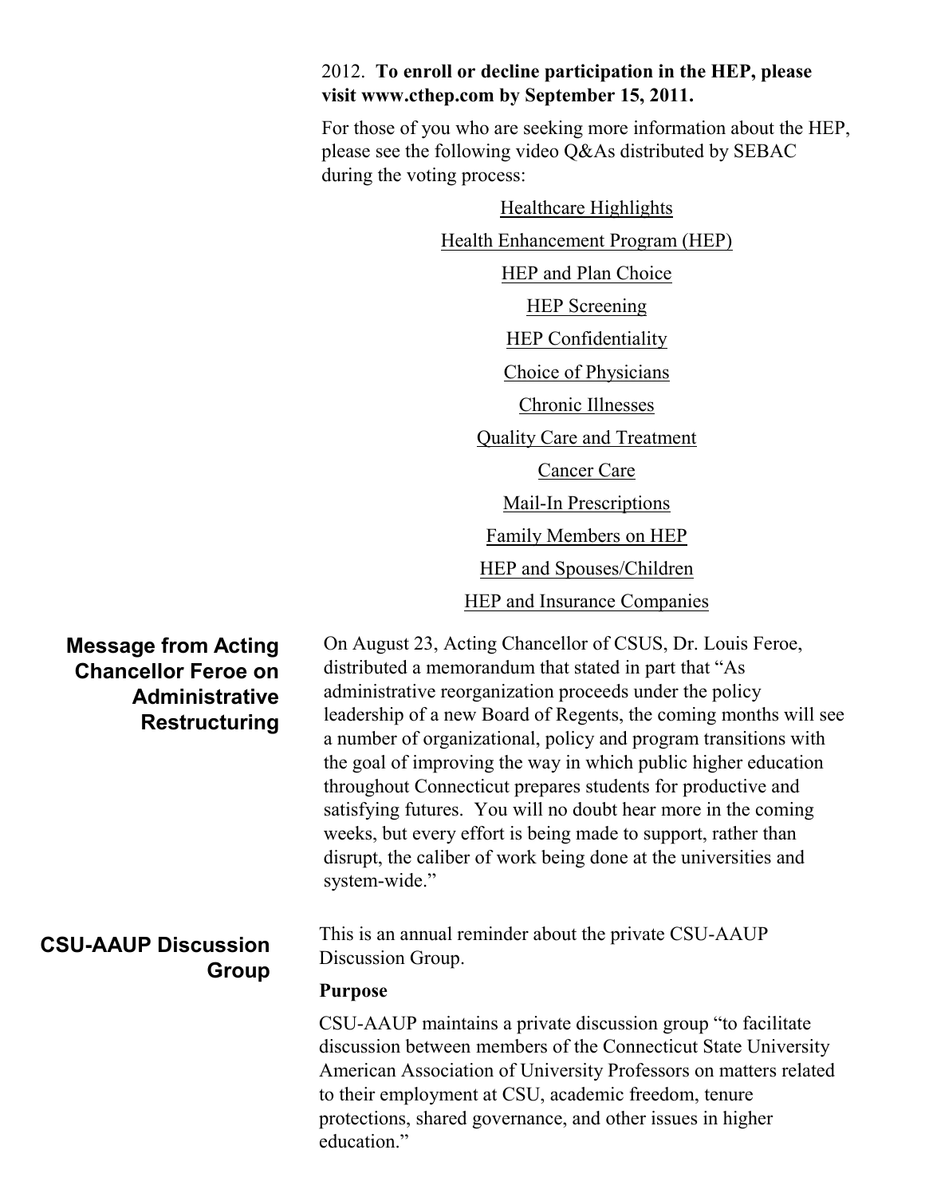2012. **To enroll or decline participation in the HEP, please visit www.cthep.com by September 15, 2011.**

For those of you who are seeking more information about the HEP, please see the following video Q&As distributed by SEBAC during the voting process:

Healthcare Highlights

Health Enhancement Program (HEP)

HEP and Plan Choice

HEP Screening

HEP Confidentiality

Choice of Physicians

Chronic Illnesses

Quality Care and Treatment

Cancer Care

Mail-In Prescriptions

Family Members on HEP

HEP and Spouses/Children

HEP and Insurance Companies

## Message from Acting Chancellor Feroe on Administrative Restructuring

On August 23, Acting Chancellor of CSUS, Dr. Louis Feroe, distributed a memorandum that stated in part that "As administrative reorganization proceeds under the policy leadership of a new Board of Regents, the coming months will see a number of organizational, policy and program transitions with the goal of improving the way in which public higher education throughout Connecticut prepares students for productive and satisfying futures. You will no doubt hear more in the coming weeks, but every effort is being made to support, rather than disrupt, the caliber of work being done at the universities and system-wide."

## CSU-AAUP Discussion Group

This is an annual reminder about the private CSU-AAUP Discussion Group.

**Purpose**

CSU-AAUP maintains a private discussion group "to facilitate discussion between members of the Connecticut State University American Association of University Professors on matters related to their employment at CSU, academic freedom, tenure protections, shared governance, and other issues in higher education."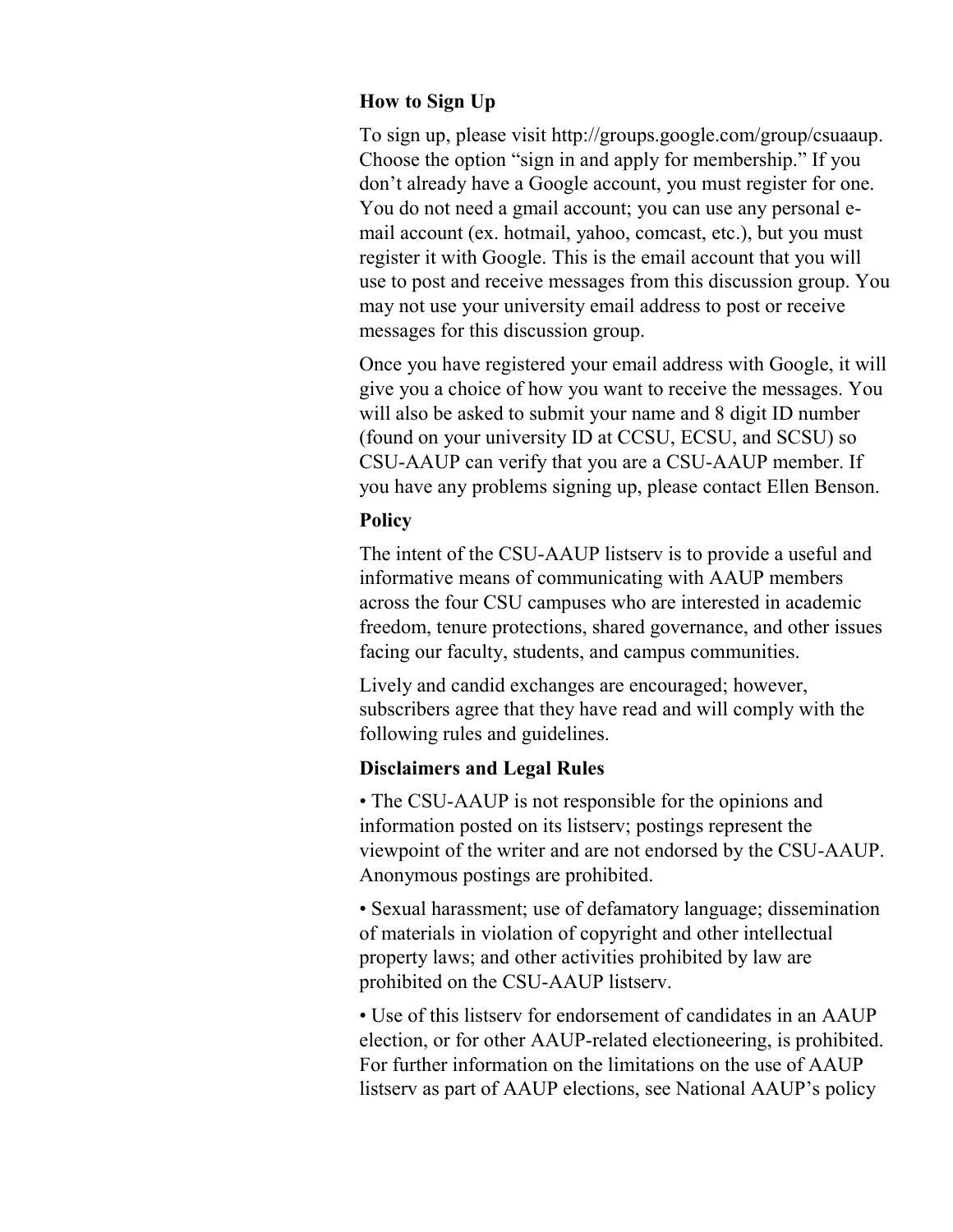**How to Sign Up**

To sign up, please visit http://groups.google.com/group/csuaaup. Choose the option “sign in and apply for membership.” If you don’t already have a Google account, you must register for one. You do not need a gmail account; you can use any personal e-mail account (ex. hotmail, yahoo, comcast, etc.), but you must register it with Google. This is the email account that you will use to post and receive messages from this discussion group. You may not use your university email address to post or receive messages for this discussion group.

Once you have registered your email address with Google, it will give you a choice of how you want to receive the messages. You will also be asked to submit your name and 8 digit ID number (found on your university ID at CCSU, ECSU, and SCSU) so CSU-AAUP can verify that you are a CSU-AAUP member. If you have any problems signing up, please contact Ellen Benson.

**Policy**

The intent of the CSU-AAUP listserv is to provide a useful and informative means of communicating with AAUP members across the four CSU campuses who are interested in academic freedom, tenure protections, shared governance, and other issues facing our faculty, students, and campus communities.

Lively and candid exchanges are encouraged; however, subscribers agree that they have read and will comply with the following rules and guidelines.

**Disclaimers and Legal Rules**

- The CSU-AAUP is not responsible for the opinions and information posted on its listserv; postings represent the viewpoint of the writer and are not endorsed by the CSU-AAUP. Anonymous postings are prohibited.
- Sexual harassment; use of defamatory language; dissemination of materials in violation of copyright and other intellectual property laws; and other activities prohibited by law are prohibited on the CSU-AAUP listserv.
- Use of this listserv for endorsement of candidates in an AAUP election, or for other AAUP-related electioneering, is prohibited. For further information on the limitations on the use of AAUP listserv as part of AAUP elections, see National AAUP’s policy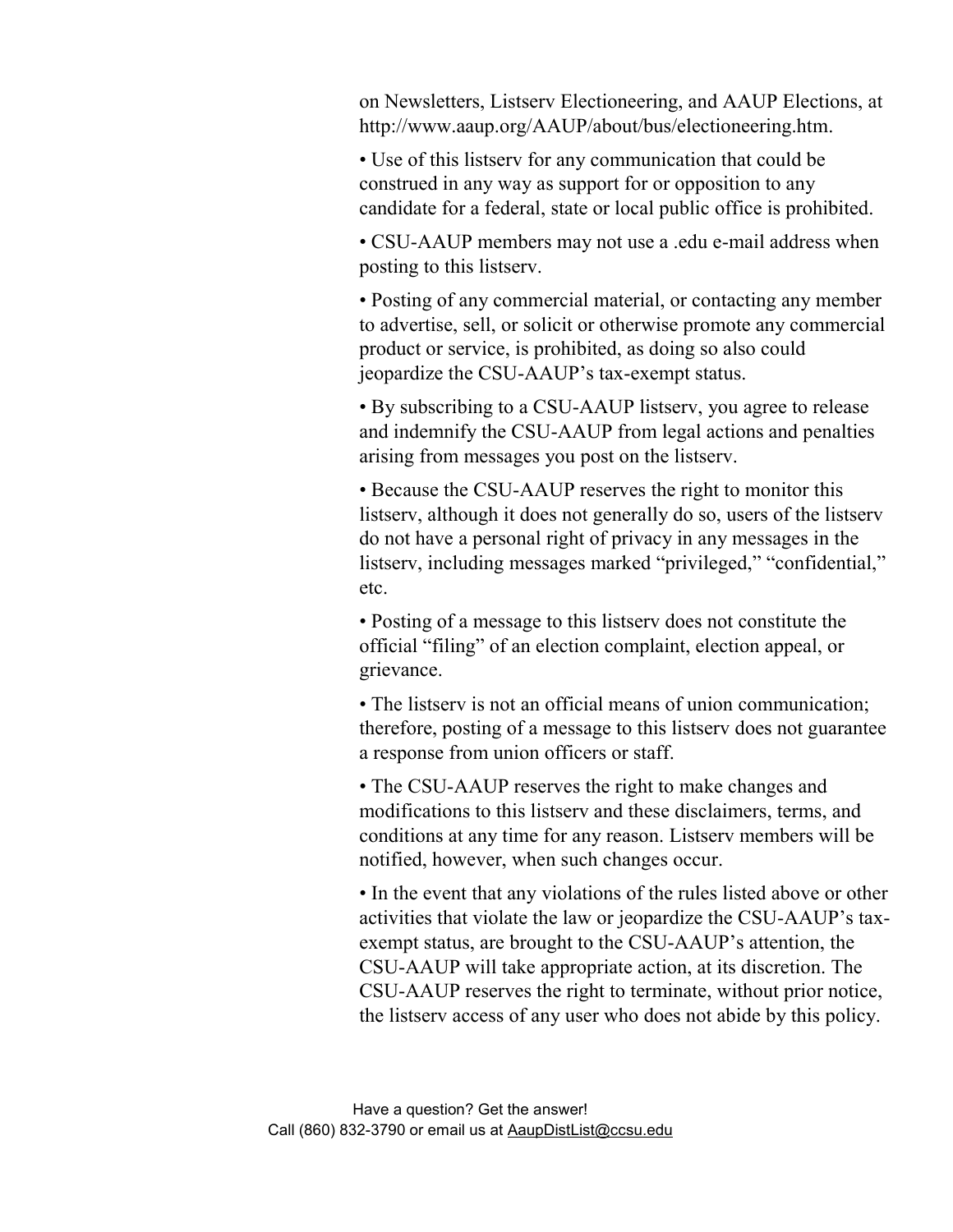on Newsletters, Listserv Electioneering, and AAUP Elections, at http://www.aaup.org/AAUP/about/bus/electioneering.htm.

• Use of this listserv for any communication that could be construed in any way as support for or opposition to any candidate for a federal, state or local public office is prohibited.

• CSU-AAUP members may not use a .edu e-mail address when posting to this listserv.

• Posting of any commercial material, or contacting any member to advertise, sell, or solicit or otherwise promote any commercial product or service, is prohibited, as doing so also could jeopardize the CSU-AAUP's tax-exempt status.

• By subscribing to a CSU-AAUP listserv, you agree to release and indemnify the CSU-AAUP from legal actions and penalties arising from messages you post on the listserv.

• Because the CSU-AAUP reserves the right to monitor this listserv, although it does not generally do so, users of the listserv do not have a personal right of privacy in any messages in the listserv, including messages marked "privileged," "confidential," etc.

• Posting of a message to this listserv does not constitute the official "filing" of an election complaint, election appeal, or grievance.

• The listserv is not an official means of union communication; therefore, posting of a message to this listserv does not guarantee a response from union officers or staff.

• The CSU-AAUP reserves the right to make changes and modifications to this listserv and these disclaimers, terms, and conditions at any time for any reason. Listserv members will be notified, however, when such changes occur.

• In the event that any violations of the rules listed above or other activities that violate the law or jeopardize the CSU-AAUP's tax-exempt status, are brought to the CSU-AAUP's attention, the CSU-AAUP will take appropriate action, at its discretion. The CSU-AAUP reserves the right to terminate, without prior notice, the listserv access of any user who does not abide by this policy.

Have a question? Get the answer!
Call (860) 832-3790 or email us at AaupDistList@ccsu.edu